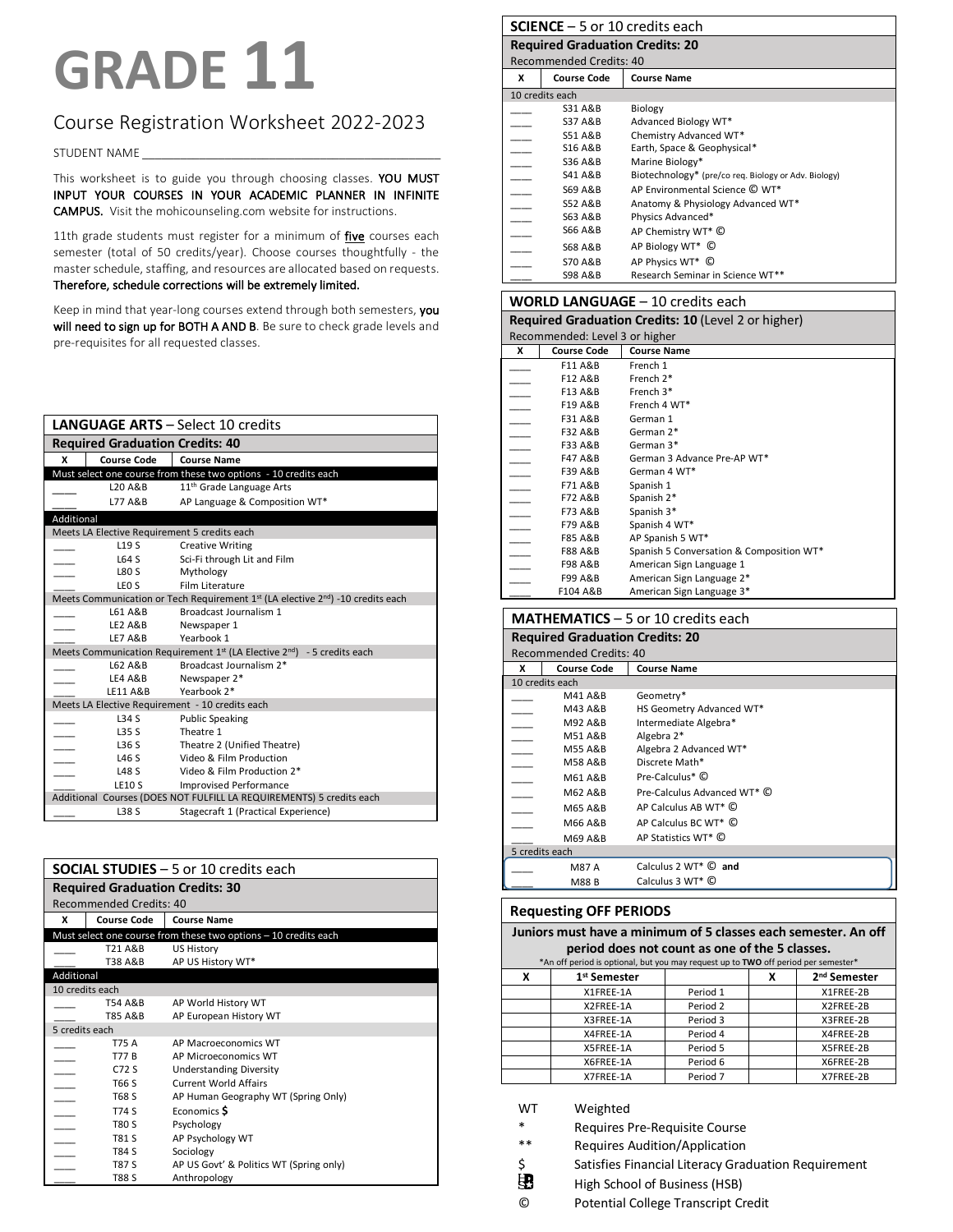# GRADE 11

## Course Registration Worksheet 2022-2023

STUDENT NAME ___________________________________________

This worksheet is to guide you through choosing classes. **YOU MUST INPUT YOUR COURSES IN YOUR ACADEMIC PLANNER IN INFINITE CAMPUS.** Visit the mohicounseling.com website for instructions.

11th grade students must register for a minimum of **five** courses each semester (total of 50 credits/year). Choose courses thoughtfully - the master schedule, staffing, and resources are allocated based on requests. **Therefore, schedule corrections will be extremely limited.**

Keep in mind that year-long courses extend through both semesters, **you will need to sign up for BOTH A AND B**. Be sure to check grade levels and pre-requisites for all requested classes.

### LANGUAGE ARTS – Select 10 credits

**Required Graduation Credits: 40**

| X | Course Code | Course Name |
|---|---|---|
| | **Must select one course from these two options - 10 credits each** | |
| ____ | L20 A&B | 11th Grade Language Arts |
| ____ | L77 A&B | AP Language & Composition WT* |
| | **Additional** | |
| | Meets LA Elective Requirement 5 credits each | |
| ____ | L19 S | Creative Writing |
| ____ | L64 S | Sci-Fi through Lit and Film |
| ____ | L80 S | Mythology |
| ____ | LE0 S | Film Literature |
| | Meets Communication or Tech Requirement 1st (LA elective 2nd) -10 credits each | |
| ____ | L61 A&B | Broadcast Journalism 1 |
| ____ | LE2 A&B | Newspaper 1 |
| ____ | LE7 A&B | Yearbook 1 |
| | Meets Communication Requirement 1st (LA Elective 2nd) - 5 credits each | |
| ____ | L62 A&B | Broadcast Journalism 2* |
| ____ | LE4 A&B | Newspaper 2* |
| ____ | LE11 A&B | Yearbook 2* |
| | Meets LA Elective Requirement - 10 credits each | |
| ____ | L34 S | Public Speaking |
| ____ | L35 S | Theatre 1 |
| ____ | L36 S | Theatre 2 (Unified Theatre) |
| ____ | L46 S | Video & Film Production |
| ____ | L48 S | Video & Film Production 2* |
| ____ | LE10 S | Improvised Performance |
| | Additional Courses (DOES NOT FULFILL LA REQUIREMENTS) 5 credits each | |
| ____ | L38 S | Stagecraft 1 (Practical Experience) |

### SOCIAL STUDIES – 5 or 10 credits each

**Required Graduation Credits: 30**
Recommended Credits: 40

| X | Course Code | Course Name |
|---|---|---|
| | **Must select one course from these two options – 10 credits each** | |
| ____ | T21 A&B | US History |
| ____ | T38 A&B | AP US History WT* |
| | **Additional** | |
| | 10 credits each | |
| ____ | T54 A&B | AP World History WT |
| ____ | T85 A&B | AP European History WT |
| | 5 credits each | |
| ____ | T75 A | AP Macroeconomics WT |
| ____ | T77 B | AP Microeconomics WT |
| ____ | C72 S | Understanding Diversity |
| ____ | T66 S | Current World Affairs |
| ____ | T68 S | AP Human Geography WT (Spring Only) |
| ____ | T74 S | Economics $ |
| ____ | T80 S | Psychology |
| ____ | T81 S | AP Psychology WT |
| ____ | T84 S | Sociology |
| ____ | T87 S | AP US Govt' & Politics WT (Spring only) |
| ____ | T88 S | Anthropology |

### SCIENCE – 5 or 10 credits each

**Required Graduation Credits: 20**
Recommended Credits: 40

| X | Course Code | Course Name |
|---|---|---|
| | 10 credits each | |
| ____ | S31 A&B | Biology |
| ____ | S37 A&B | Advanced Biology WT* |
| ____ | S51 A&B | Chemistry Advanced WT* |
| ____ | S16 A&B | Earth, Space & Geophysical* |
| ____ | S36 A&B | Marine Biology* |
| ____ | S41 A&B | Biotechnology* (pre/co req. Biology or Adv. Biology) |
| ____ | S69 A&B | AP Environmental Science © WT* |
| ____ | S52 A&B | Anatomy & Physiology Advanced WT* |
| ____ | S63 A&B | Physics Advanced* |
| ____ | S66 A&B | AP Chemistry WT* © |
| ____ | S68 A&B | AP Biology WT* © |
| ____ | S70 A&B | AP Physics WT* © |
| ____ | S98 A&B | Research Seminar in Science WT** |

### WORLD LANGUAGE – 10 credits each

**Required Graduation Credits: 10** (Level 2 or higher)
Recommended: Level 3 or higher

| X | Course Code | Course Name |
|---|---|---|
| ____ | F11 A&B | French 1 |
| ____ | F12 A&B | French 2* |
| ____ | F13 A&B | French 3* |
| ____ | F19 A&B | French 4 WT* |
| ____ | F31 A&B | German 1 |
| ____ | F32 A&B | German 2* |
| ____ | F33 A&B | German 3* |
| ____ | F47 A&B | German 3 Advance Pre-AP WT* |
| ____ | F39 A&B | German 4 WT* |
| ____ | F71 A&B | Spanish 1 |
| ____ | F72 A&B | Spanish 2* |
| ____ | F73 A&B | Spanish 3* |
| ____ | F79 A&B | Spanish 4 WT* |
| ____ | F85 A&B | AP Spanish 5 WT* |
| ____ | F88 A&B | Spanish 5 Conversation & Composition WT* |
| ____ | F98 A&B | American Sign Language 1 |
| ____ | F99 A&B | American Sign Language 2* |
| ____ | F104 A&B | American Sign Language 3* |

### MATHEMATICS – 5 or 10 credits each

**Required Graduation Credits: 20**
Recommended Credits: 40

| X | Course Code | Course Name |
|---|---|---|
| | 10 credits each | |
| ____ | M41 A&B | Geometry* |
| ____ | M43 A&B | HS Geometry Advanced WT* |
| ____ | M92 A&B | Intermediate Algebra* |
| ____ | M51 A&B | Algebra 2* |
| ____ | M55 A&B | Algebra 2 Advanced WT* |
| ____ | M58 A&B | Discrete Math* |
| ____ | M61 A&B | Pre-Calculus* © |
| ____ | M62 A&B | Pre-Calculus Advanced WT* © |
| ____ | M65 A&B | AP Calculus AB WT* © |
| ____ | M66 A&B | AP Calculus BC WT* © |
| ____ | M69 A&B | AP Statistics WT* © |
| | 5 credits each | |
| ____ | M87 A | Calculus 2 WT* © **and** |
| ____ | M88 B | Calculus 3 WT* © |

### Requesting OFF PERIODS

**Juniors must have a minimum of 5 classes each semester. An off period does not count as one of the 5 classes.**
*An off period is optional, but you may request up to **TWO** off period per semester*

| X | 1st Semester | | X | 2nd Semester |
|---|---|---|---|---|
| | X1FREE-1A | Period 1 | | X1FREE-2B |
| | X2FREE-1A | Period 2 | | X2FREE-2B |
| | X3FREE-1A | Period 3 | | X3FREE-2B |
| | X4FREE-1A | Period 4 | | X4FREE-2B |
| | X5FREE-1A | Period 5 | | X5FREE-2B |
| | X6FREE-1A | Period 6 | | X6FREE-2B |
| | X7FREE-1A | Period 7 | | X7FREE-2B |

| | |
|---|---|
| WT | Weighted |
| * | Requires Pre-Requisite Course |
| ** | Requires Audition/Application |
| $ | Satisfies Financial Literacy Graduation Requirement |
| HSB | High School of Business (HSB) |
| © | Potential College Transcript Credit |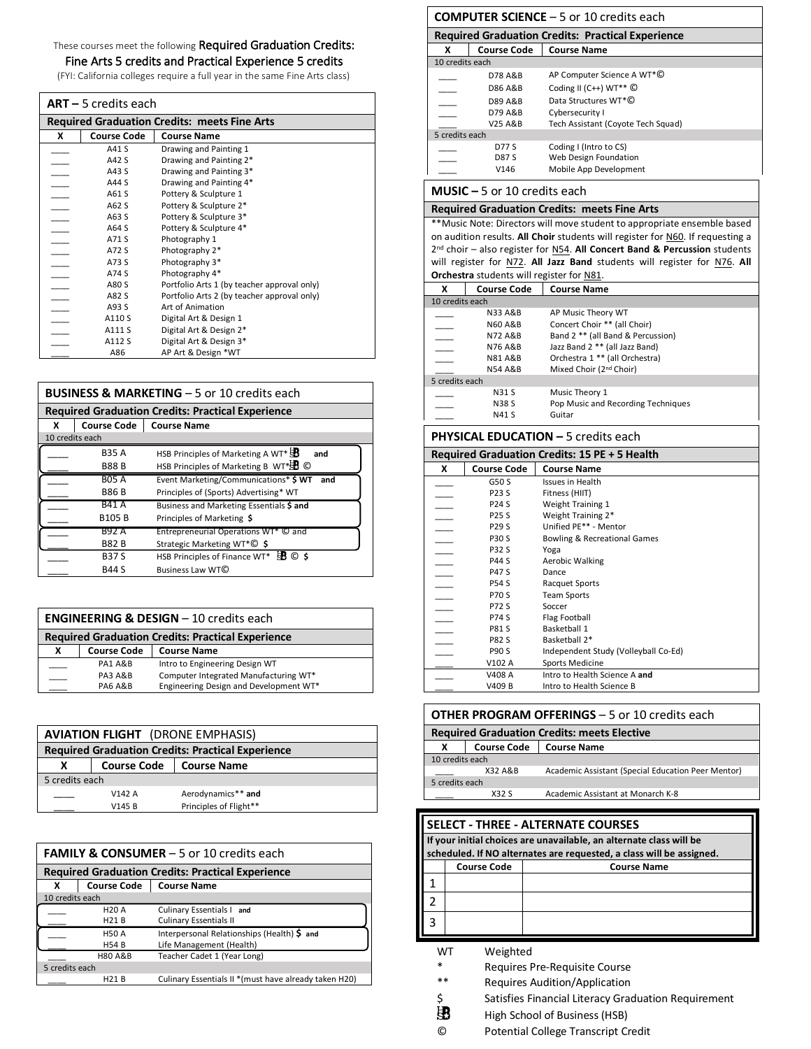These courses meet the following **Required Graduation Credits:**
**Fine Arts 5 credits and Practical Experience 5 credits**
(FYI: California colleges require a full year in the same Fine Arts class)

## ART – 5 credits each

**Required Graduation Credits: meets Fine Arts**

| X | Course Code | Course Name |
|---|---|---|
| ____ | A41 S | Drawing and Painting 1 |
| ____ | A42 S | Drawing and Painting 2* |
| ____ | A43 S | Drawing and Painting 3* |
| ____ | A44 S | Drawing and Painting 4* |
| ____ | A61 S | Pottery & Sculpture 1 |
| ____ | A62 S | Pottery & Sculpture 2* |
| ____ | A63 S | Pottery & Sculpture 3* |
| ____ | A64 S | Pottery & Sculpture 4* |
| ____ | A71 S | Photography 1 |
| ____ | A72 S | Photography 2* |
| ____ | A73 S | Photography 3* |
| ____ | A74 S | Photography 4* |
| ____ | A80 S | Portfolio Arts 1 (by teacher approval only) |
| ____ | A82 S | Portfolio Arts 2 (by teacher approval only) |
| ____ | A93 S | Art of Animation |
| ____ | A110 S | Digital Art & Design 1 |
| ____ | A111 S | Digital Art & Design 2* |
| ____ | A112 S | Digital Art & Design 3* |
| ____ | A86 | AP Art & Design *WT |

## BUSINESS & MARKETING – 5 or 10 credits each

**Required Graduation Credits: Practical Experience**

| X | Course Code | Course Name |
|---|---|---|
| 10 credits each | | |
| ____ | B35 A | HSB Principles of Marketing A WT* HSB **and** |
| ____ | B88 B | HSB Principles of Marketing B WT* HSB © |
| ____ | B05 A | Event Marketing/Communications* **$ WT and** |
| ____ | B86 B | Principles of (Sports) Advertising* WT |
| ____ | B41 A | Business and Marketing Essentials **$ and** |
| ____ | B105 B | Principles of Marketing **$** |
| ____ | B92 A | Entrepreneurial Operations WT* © and |
| ____ | B82 B | Strategic Marketing WT*© **$** |
| ____ | B37 S | HSB Principles of Finance WT* HSB © **$** |
| ____ | B44 S | Business Law WT© |

## ENGINEERING & DESIGN – 10 credits each

**Required Graduation Credits: Practical Experience**

| X | Course Code | Course Name |
|---|---|---|
| ____ | PA1 A&B | Intro to Engineering Design WT |
| ____ | PA3 A&B | Computer Integrated Manufacturing WT* |
| ____ | PA6 A&B | Engineering Design and Development WT* |

## AVIATION FLIGHT (DRONE EMPHASIS)

**Required Graduation Credits: Practical Experience**

| X | Course Code | Course Name |
|---|---|---|
| 5 credits each | | |
| ____ | V142 A | Aerodynamics** **and** |
| ____ | V145 B | Principles of Flight** |

## FAMILY & CONSUMER – 5 or 10 credits each

**Required Graduation Credits: Practical Experience**

| X | Course Code | Course Name |
|---|---|---|
| 10 credits each | | |
| ____ | H20 A | Culinary Essentials I **and** |
| ____ | H21 B | Culinary Essentials II |
| ____ | H50 A | Interpersonal Relationships (Health) **$ and** |
| ____ | H54 B | Life Management (Health) |
| ____ | H80 A&B | Teacher Cadet 1 (Year Long) |
| 5 credits each | | |
| ____ | H21 B | Culinary Essentials II *(must have already taken H20) |

## COMPUTER SCIENCE – 5 or 10 credits each

**Required Graduation Credits: Practical Experience**

| X | Course Code | Course Name |
|---|---|---|
| 10 credits each | | |
| ____ | D78 A&B | AP Computer Science A WT*© |
| ____ | D86 A&B | Coding II (C++) WT** © |
| ____ | D89 A&B | Data Structures WT*© |
| ____ | D79 A&B | Cybersecurity I |
| ____ | V25 A&B | Tech Assistant (Coyote Tech Squad) |
| 5 credits each | | |
| ____ | D77 S | Coding I (Intro to CS) |
| ____ | D87 S | Web Design Foundation |
| ____ | V146 | Mobile App Development |

## MUSIC – 5 or 10 credits each

**Required Graduation Credits: meets Fine Arts**

**Music Note: Directors will move student to appropriate ensemble based on audition results. **All Choir** students will register for N60. If requesting a 2nd choir – also register for N54. **All Concert Band & Percussion** students will register for N72. **All Jazz Band** students will register for N76. **All Orchestra** students will register for N81.

| X | Course Code | Course Name |
|---|---|---|
| 10 credits each | | |
| ____ | N33 A&B | AP Music Theory WT |
| ____ | N60 A&B | Concert Choir ** (all Choir) |
| ____ | N72 A&B | Band 2 ** (all Band & Percussion) |
| ____ | N76 A&B | Jazz Band 2 ** (all Jazz Band) |
| ____ | N81 A&B | Orchestra 1 ** (all Orchestra) |
| ____ | N54 A&B | Mixed Choir (2nd Choir) |
| 5 credits each | | |
| ____ | N31 S | Music Theory 1 |
| ____ | N38 S | Pop Music and Recording Techniques |
| ____ | N41 S | Guitar |

## PHYSICAL EDUCATION – 5 credits each

**Required Graduation Credits: 15 PE + 5 Health**

| X | Course Code | Course Name |
|---|---|---|
| ____ | G50 S | Issues in Health |
| ____ | P23 S | Fitness (HIIT) |
| ____ | P24 S | Weight Training 1 |
| ____ | P25 S | Weight Training 2* |
| ____ | P29 S | Unified PE** - Mentor |
| ____ | P30 S | Bowling & Recreational Games |
| ____ | P32 S | Yoga |
| ____ | P44 S | Aerobic Walking |
| ____ | P47 S | Dance |
| ____ | P54 S | Racquet Sports |
| ____ | P70 S | Team Sports |
| ____ | P72 S | Soccer |
| ____ | P74 S | Flag Football |
| ____ | P81 S | Basketball 1 |
| ____ | P82 S | Basketball 2* |
| ____ | P90 S | Independent Study (Volleyball Co-Ed) |
| ____ | V102 A | Sports Medicine |
| ____ | V408 A | Intro to Health Science A **and** |
| ____ | V409 B | Intro to Health Science B |

## OTHER PROGRAM OFFERINGS – 5 or 10 credits each

**Required Graduation Credits: meets Elective**

| X | Course Code | Course Name |
|---|---|---|
| 10 credits each | | |
| ____ | X32 A&B | Academic Assistant (Special Education Peer Mentor) |
| 5 credits each | | |
| ____ | X32 S | Academic Assistant at Monarch K-8 |

## SELECT - THREE - ALTERNATE COURSES

**If your initial choices are unavailable, an alternate class will be scheduled. If NO alternates are requested, a class will be assigned.**

| | Course Code | Course Name |
|---|---|---|
| 1 | | |
| 2 | | |
| 3 | | |

| | |
|---|---|
| WT | Weighted |
| * | Requires Pre-Requisite Course |
| ** | Requires Audition/Application |
| $ | Satisfies Financial Literacy Graduation Requirement |
| HSB | High School of Business (HSB) |
| © | Potential College Transcript Credit |